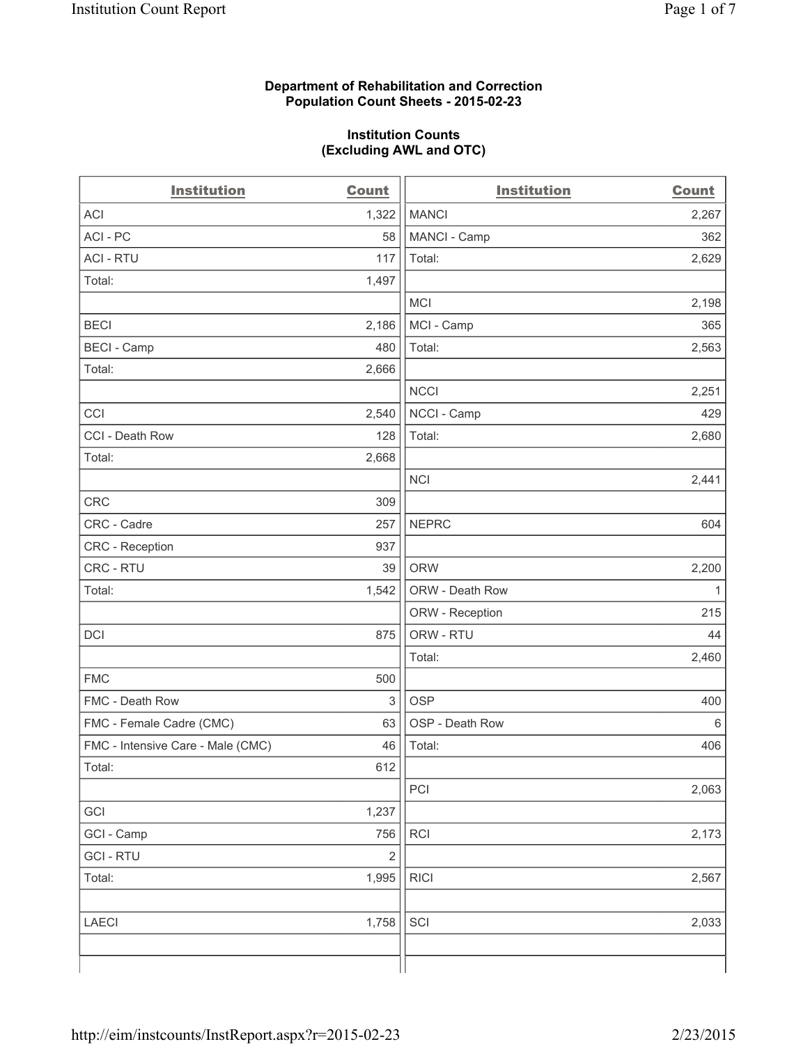**Department of Rehabilitation and Correction**
**Population Count Sheets - 2015-02-23**

**Institution Counts**
**(Excluding AWL and OTC)**

| Institution | Count | Institution | Count |
|---|---|---|---|
| ACI | 1,322 | MANCI | 2,267 |
| ACI - PC | 58 | MANCI - Camp | 362 |
| ACI - RTU | 117 | Total: | 2,629 |
| Total: | 1,497 | | |
| | | MCI | 2,198 |
| BECI | 2,186 | MCI - Camp | 365 |
| BECI - Camp | 480 | Total: | 2,563 |
| Total: | 2,666 | | |
| | | NCCI | 2,251 |
| CCI | 2,540 | NCCI - Camp | 429 |
| CCI - Death Row | 128 | Total: | 2,680 |
| Total: | 2,668 | | |
| | | NCI | 2,441 |
| CRC | 309 | | |
| CRC - Cadre | 257 | NEPRC | 604 |
| CRC - Reception | 937 | | |
| CRC - RTU | 39 | ORW | 2,200 |
| Total: | 1,542 | ORW - Death Row | 1 |
| | | ORW - Reception | 215 |
| DCI | 875 | ORW - RTU | 44 |
| | | Total: | 2,460 |
| FMC | 500 | | |
| FMC - Death Row | 3 | OSP | 400 |
| FMC - Female Cadre (CMC) | 63 | OSP - Death Row | 6 |
| FMC - Intensive Care - Male (CMC) | 46 | Total: | 406 |
| Total: | 612 | | |
| | | PCI | 2,063 |
| GCI | 1,237 | | |
| GCI - Camp | 756 | RCI | 2,173 |
| GCI - RTU | 2 | | |
| Total: | 1,995 | RICI | 2,567 |
| | | | |
| LAECI | 1,758 | SCI | 2,033 |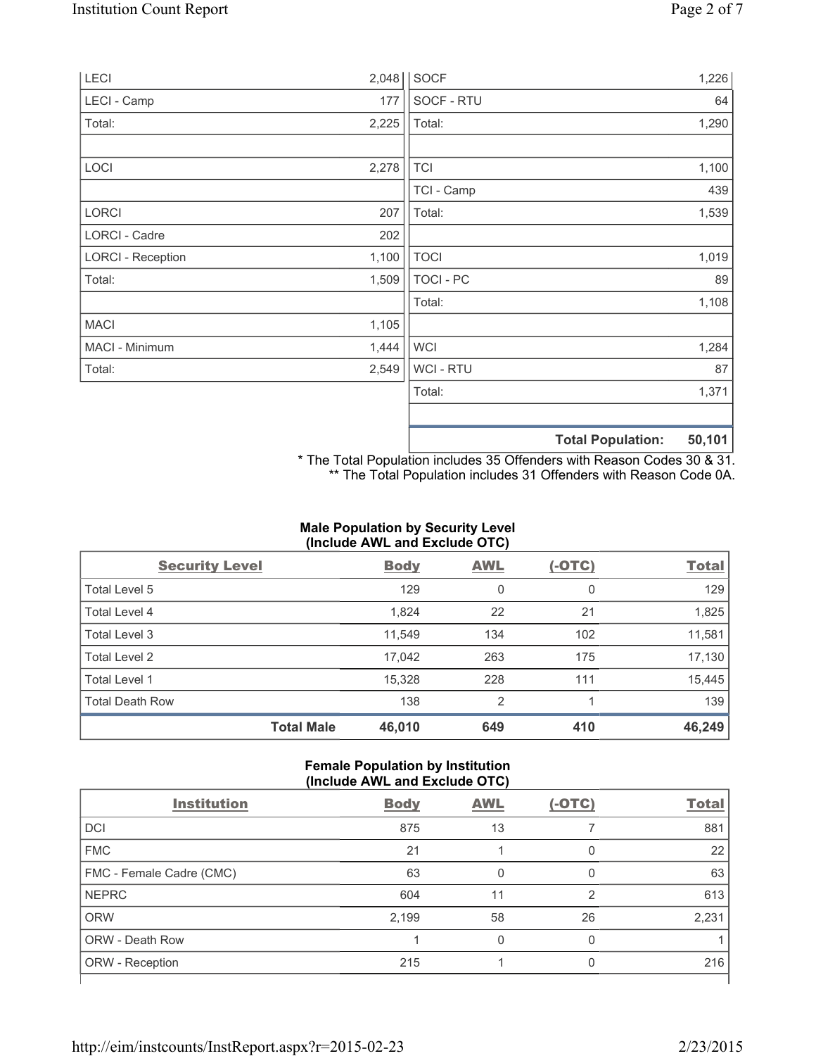| | | | |
|---|---|---|---|
| LECI | 2,048 | SOCF | 1,226 |
| LECI - Camp | 177 | SOCF - RTU | 64 |
| Total: | 2,225 | Total: | 1,290 |
| | | | |
| LOCI | 2,278 | TCI | 1,100 |
| | | TCI - Camp | 439 |
| LORCI | 207 | Total: | 1,539 |
| LORCI - Cadre | 202 | | |
| LORCI - Reception | 1,100 | TOCI | 1,019 |
| Total: | 1,509 | TOCI - PC | 89 |
| | | Total: | 1,108 |
| MACI | 1,105 | | |
| MACI - Minimum | 1,444 | WCI | 1,284 |
| Total: | 2,549 | WCI - RTU | 87 |
| | | Total: | 1,371 |
| | | | |
| | | **Total Population:** | **50,101** |

\* The Total Population includes 35 Offenders with Reason Codes 30 & 31.
\*\* The Total Population includes 31 Offenders with Reason Code 0A.

### Male Population by Security Level (Include AWL and Exclude OTC)

| Security Level | Body | AWL | (-OTC) | Total |
|---|---|---|---|---|
| Total Level 5 | 129 | 0 | 0 | 129 |
| Total Level 4 | 1,824 | 22 | 21 | 1,825 |
| Total Level 3 | 11,549 | 134 | 102 | 11,581 |
| Total Level 2 | 17,042 | 263 | 175 | 17,130 |
| Total Level 1 | 15,328 | 228 | 111 | 15,445 |
| Total Death Row | 138 | 2 | 1 | 139 |
| **Total Male** | **46,010** | **649** | **410** | **46,249** |

### Female Population by Institution (Include AWL and Exclude OTC)

| Institution | Body | AWL | (-OTC) | Total |
|---|---|---|---|---|
| DCI | 875 | 13 | 7 | 881 |
| FMC | 21 | 1 | 0 | 22 |
| FMC - Female Cadre (CMC) | 63 | 0 | 0 | 63 |
| NEPRC | 604 | 11 | 2 | 613 |
| ORW | 2,199 | 58 | 26 | 2,231 |
| ORW - Death Row | 1 | 0 | 0 | 1 |
| ORW - Reception | 215 | 1 | 0 | 216 |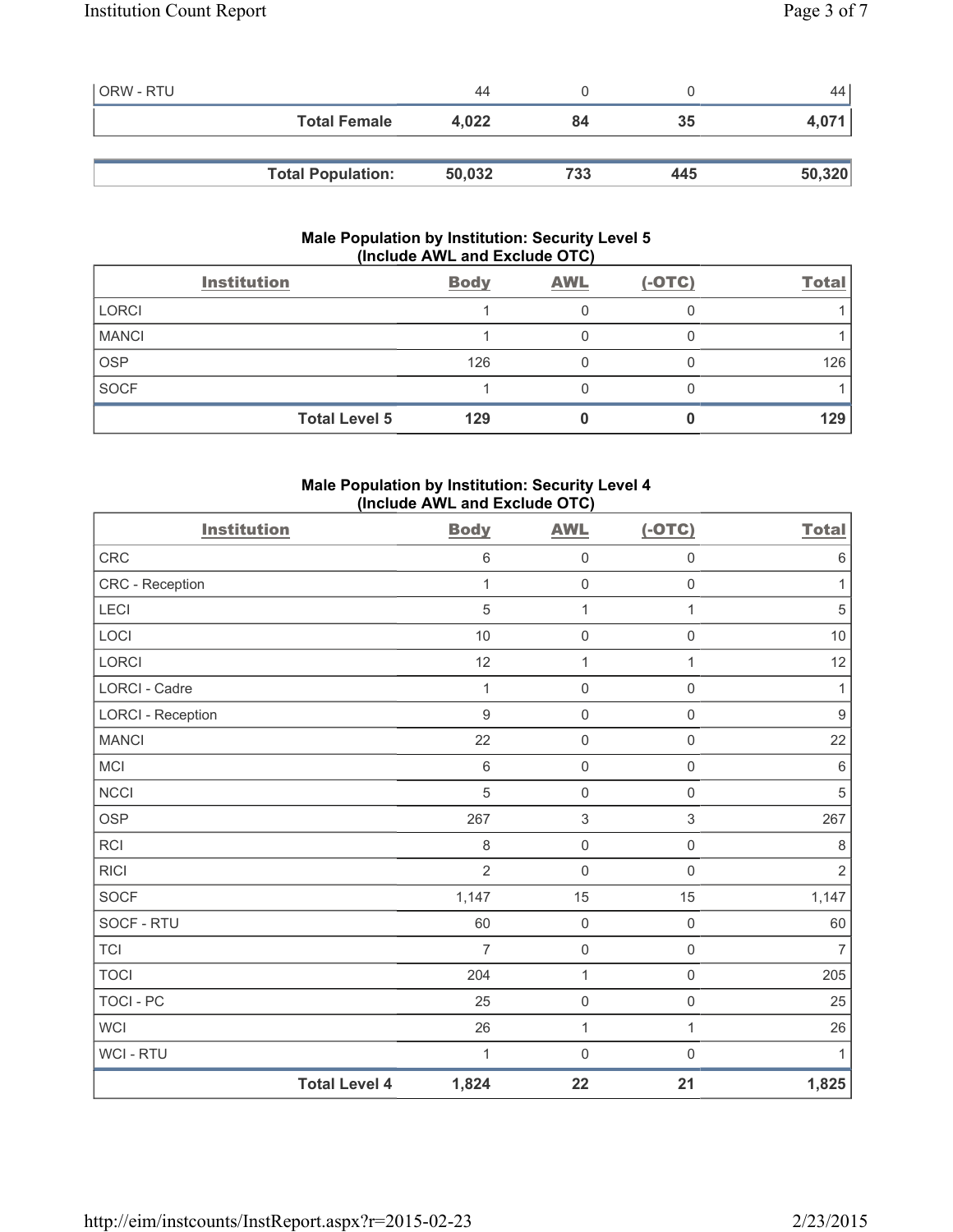| | Body | AWL | (-OTC) | Total |
|---|---|---|---|---|
| ORW - RTU | 44 | 0 | 0 | 44 |
| **Total Female** | **4,022** | **84** | **35** | **4,071** |
| | | | | |
| **Total Population:** | **50,032** | **733** | **445** | **50,320** |

## Male Population by Institution: Security Level 5 (Include AWL and Exclude OTC)

| Institution | Body | AWL | (-OTC) | Total |
|---|---|---|---|---|
| LORCI | 1 | 0 | 0 | 1 |
| MANCI | 1 | 0 | 0 | 1 |
| OSP | 126 | 0 | 0 | 126 |
| SOCF | 1 | 0 | 0 | 1 |
| **Total Level 5** | **129** | **0** | **0** | **129** |

## Male Population by Institution: Security Level 4 (Include AWL and Exclude OTC)

| Institution | Body | AWL | (-OTC) | Total |
|---|---|---|---|---|
| CRC | 6 | 0 | 0 | 6 |
| CRC - Reception | 1 | 0 | 0 | 1 |
| LECI | 5 | 1 | 1 | 5 |
| LOCI | 10 | 0 | 0 | 10 |
| LORCI | 12 | 1 | 1 | 12 |
| LORCI - Cadre | 1 | 0 | 0 | 1 |
| LORCI - Reception | 9 | 0 | 0 | 9 |
| MANCI | 22 | 0 | 0 | 22 |
| MCI | 6 | 0 | 0 | 6 |
| NCCI | 5 | 0 | 0 | 5 |
| OSP | 267 | 3 | 3 | 267 |
| RCI | 8 | 0 | 0 | 8 |
| RICI | 2 | 0 | 0 | 2 |
| SOCF | 1,147 | 15 | 15 | 1,147 |
| SOCF - RTU | 60 | 0 | 0 | 60 |
| TCI | 7 | 0 | 0 | 7 |
| TOCI | 204 | 1 | 0 | 205 |
| TOCI - PC | 25 | 0 | 0 | 25 |
| WCI | 26 | 1 | 1 | 26 |
| WCI - RTU | 1 | 0 | 0 | 1 |
| **Total Level 4** | **1,824** | **22** | **21** | **1,825** |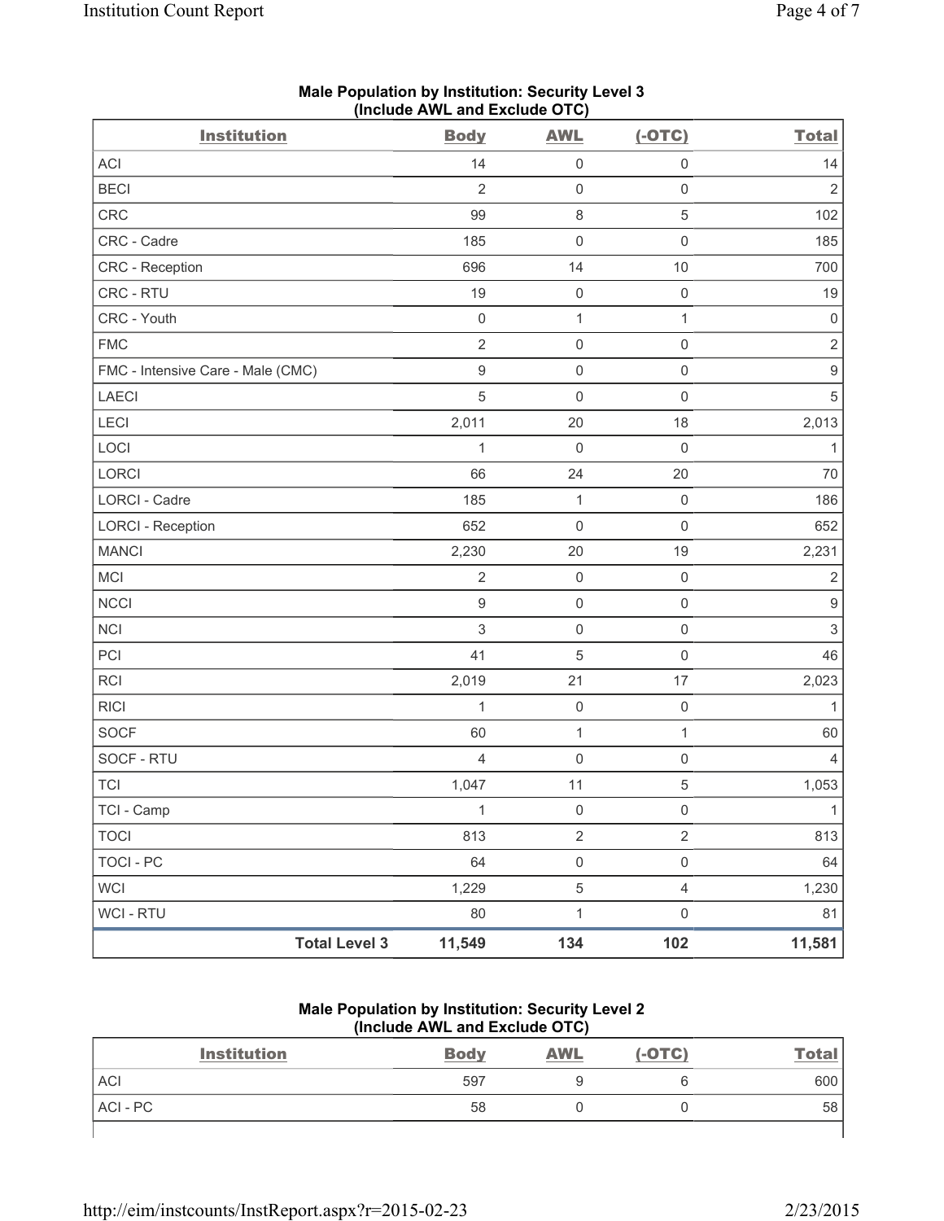**Male Population by Institution: Security Level 3**
**(Include AWL and Exclude OTC)**

| Institution | Body | AWL | (-OTC) | Total |
|---|---|---|---|---|
| ACI | 14 | 0 | 0 | 14 |
| BECI | 2 | 0 | 0 | 2 |
| CRC | 99 | 8 | 5 | 102 |
| CRC - Cadre | 185 | 0 | 0 | 185 |
| CRC - Reception | 696 | 14 | 10 | 700 |
| CRC - RTU | 19 | 0 | 0 | 19 |
| CRC - Youth | 0 | 1 | 1 | 0 |
| FMC | 2 | 0 | 0 | 2 |
| FMC - Intensive Care - Male (CMC) | 9 | 0 | 0 | 9 |
| LAECI | 5 | 0 | 0 | 5 |
| LECI | 2,011 | 20 | 18 | 2,013 |
| LOCI | 1 | 0 | 0 | 1 |
| LORCI | 66 | 24 | 20 | 70 |
| LORCI - Cadre | 185 | 1 | 0 | 186 |
| LORCI - Reception | 652 | 0 | 0 | 652 |
| MANCI | 2,230 | 20 | 19 | 2,231 |
| MCI | 2 | 0 | 0 | 2 |
| NCCI | 9 | 0 | 0 | 9 |
| NCI | 3 | 0 | 0 | 3 |
| PCI | 41 | 5 | 0 | 46 |
| RCI | 2,019 | 21 | 17 | 2,023 |
| RICI | 1 | 0 | 0 | 1 |
| SOCF | 60 | 1 | 1 | 60 |
| SOCF - RTU | 4 | 0 | 0 | 4 |
| TCI | 1,047 | 11 | 5 | 1,053 |
| TCI - Camp | 1 | 0 | 0 | 1 |
| TOCI | 813 | 2 | 2 | 813 |
| TOCI - PC | 64 | 0 | 0 | 64 |
| WCI | 1,229 | 5 | 4 | 1,230 |
| WCI - RTU | 80 | 1 | 0 | 81 |
| **Total Level 3** | **11,549** | **134** | **102** | **11,581** |

**Male Population by Institution: Security Level 2**
**(Include AWL and Exclude OTC)**

| Institution | Body | AWL | (-OTC) | Total |
|---|---|---|---|---|
| ACI | 597 | 9 | 6 | 600 |
| ACI - PC | 58 | 0 | 0 | 58 |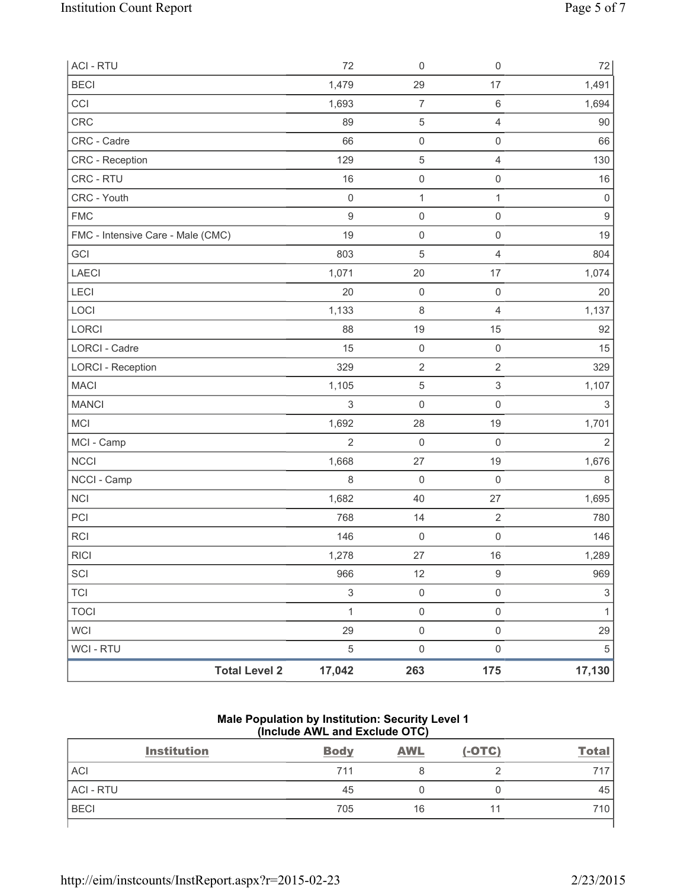| | | | | |
|---|---|---|---|---|
| ACI - RTU | 72 | 0 | 0 | 72 |
| BECI | 1,479 | 29 | 17 | 1,491 |
| CCI | 1,693 | 7 | 6 | 1,694 |
| CRC | 89 | 5 | 4 | 90 |
| CRC - Cadre | 66 | 0 | 0 | 66 |
| CRC - Reception | 129 | 5 | 4 | 130 |
| CRC - RTU | 16 | 0 | 0 | 16 |
| CRC - Youth | 0 | 1 | 1 | 0 |
| FMC | 9 | 0 | 0 | 9 |
| FMC - Intensive Care - Male (CMC) | 19 | 0 | 0 | 19 |
| GCI | 803 | 5 | 4 | 804 |
| LAECI | 1,071 | 20 | 17 | 1,074 |
| LECI | 20 | 0 | 0 | 20 |
| LOCI | 1,133 | 8 | 4 | 1,137 |
| LORCI | 88 | 19 | 15 | 92 |
| LORCI - Cadre | 15 | 0 | 0 | 15 |
| LORCI - Reception | 329 | 2 | 2 | 329 |
| MACI | 1,105 | 5 | 3 | 1,107 |
| MANCI | 3 | 0 | 0 | 3 |
| MCI | 1,692 | 28 | 19 | 1,701 |
| MCI - Camp | 2 | 0 | 0 | 2 |
| NCCI | 1,668 | 27 | 19 | 1,676 |
| NCCI - Camp | 8 | 0 | 0 | 8 |
| NCI | 1,682 | 40 | 27 | 1,695 |
| PCI | 768 | 14 | 2 | 780 |
| RCI | 146 | 0 | 0 | 146 |
| RICI | 1,278 | 27 | 16 | 1,289 |
| SCI | 966 | 12 | 9 | 969 |
| TCI | 3 | 0 | 0 | 3 |
| TOCI | 1 | 0 | 0 | 1 |
| WCI | 29 | 0 | 0 | 29 |
| WCI - RTU | 5 | 0 | 0 | 5 |
| **Total Level 2** | **17,042** | **263** | **175** | **17,130** |

**Male Population by Institution: Security Level 1 (Include AWL and Exclude OTC)**

| Institution | Body | AWL | (-OTC) | Total |
|---|---|---|---|---|
| ACI | 711 | 8 | 2 | 717 |
| ACI - RTU | 45 | 0 | 0 | 45 |
| BECI | 705 | 16 | 11 | 710 |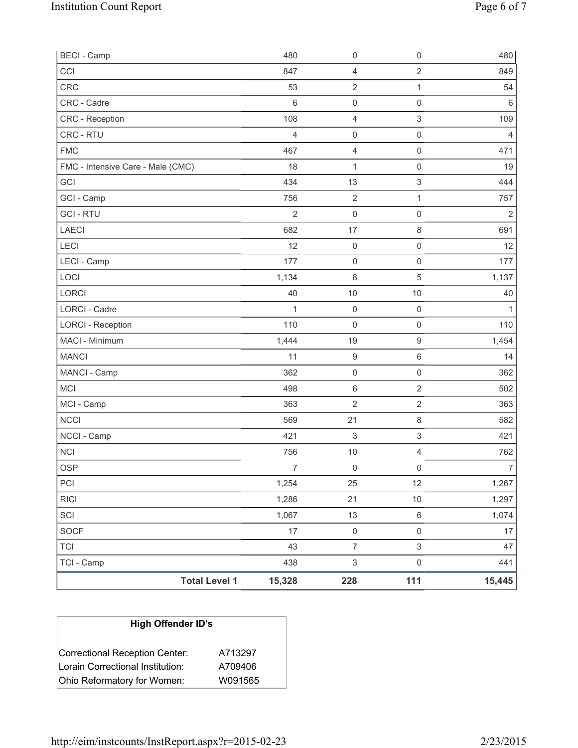| | | | | |
|---|---|---|---|---|
| BECI - Camp | 480 | 0 | 0 | 480 |
| CCI | 847 | 4 | 2 | 849 |
| CRC | 53 | 2 | 1 | 54 |
| CRC - Cadre | 6 | 0 | 0 | 6 |
| CRC - Reception | 108 | 4 | 3 | 109 |
| CRC - RTU | 4 | 0 | 0 | 4 |
| FMC | 467 | 4 | 0 | 471 |
| FMC - Intensive Care - Male (CMC) | 18 | 1 | 0 | 19 |
| GCI | 434 | 13 | 3 | 444 |
| GCI - Camp | 756 | 2 | 1 | 757 |
| GCI - RTU | 2 | 0 | 0 | 2 |
| LAECI | 682 | 17 | 8 | 691 |
| LECI | 12 | 0 | 0 | 12 |
| LECI - Camp | 177 | 0 | 0 | 177 |
| LOCI | 1,134 | 8 | 5 | 1,137 |
| LORCI | 40 | 10 | 10 | 40 |
| LORCI - Cadre | 1 | 0 | 0 | 1 |
| LORCI - Reception | 110 | 0 | 0 | 110 |
| MACI - Minimum | 1,444 | 19 | 9 | 1,454 |
| MANCI | 11 | 9 | 6 | 14 |
| MANCI - Camp | 362 | 0 | 0 | 362 |
| MCI | 498 | 6 | 2 | 502 |
| MCI - Camp | 363 | 2 | 2 | 363 |
| NCCI | 569 | 21 | 8 | 582 |
| NCCI - Camp | 421 | 3 | 3 | 421 |
| NCI | 756 | 10 | 4 | 762 |
| OSP | 7 | 0 | 0 | 7 |
| PCI | 1,254 | 25 | 12 | 1,267 |
| RICI | 1,286 | 21 | 10 | 1,297 |
| SCI | 1,067 | 13 | 6 | 1,074 |
| SOCF | 17 | 0 | 0 | 17 |
| TCI | 43 | 7 | 3 | 47 |
| TCI - Camp | 438 | 3 | 0 | 441 |
| **Total Level 1** | **15,328** | **228** | **111** | **15,445** |

| High Offender ID's | |
|---|---|
| Correctional Reception Center: | A713297 |
| Lorain Correctional Institution: | A709406 |
| Ohio Reformatory for Women: | W091565 |